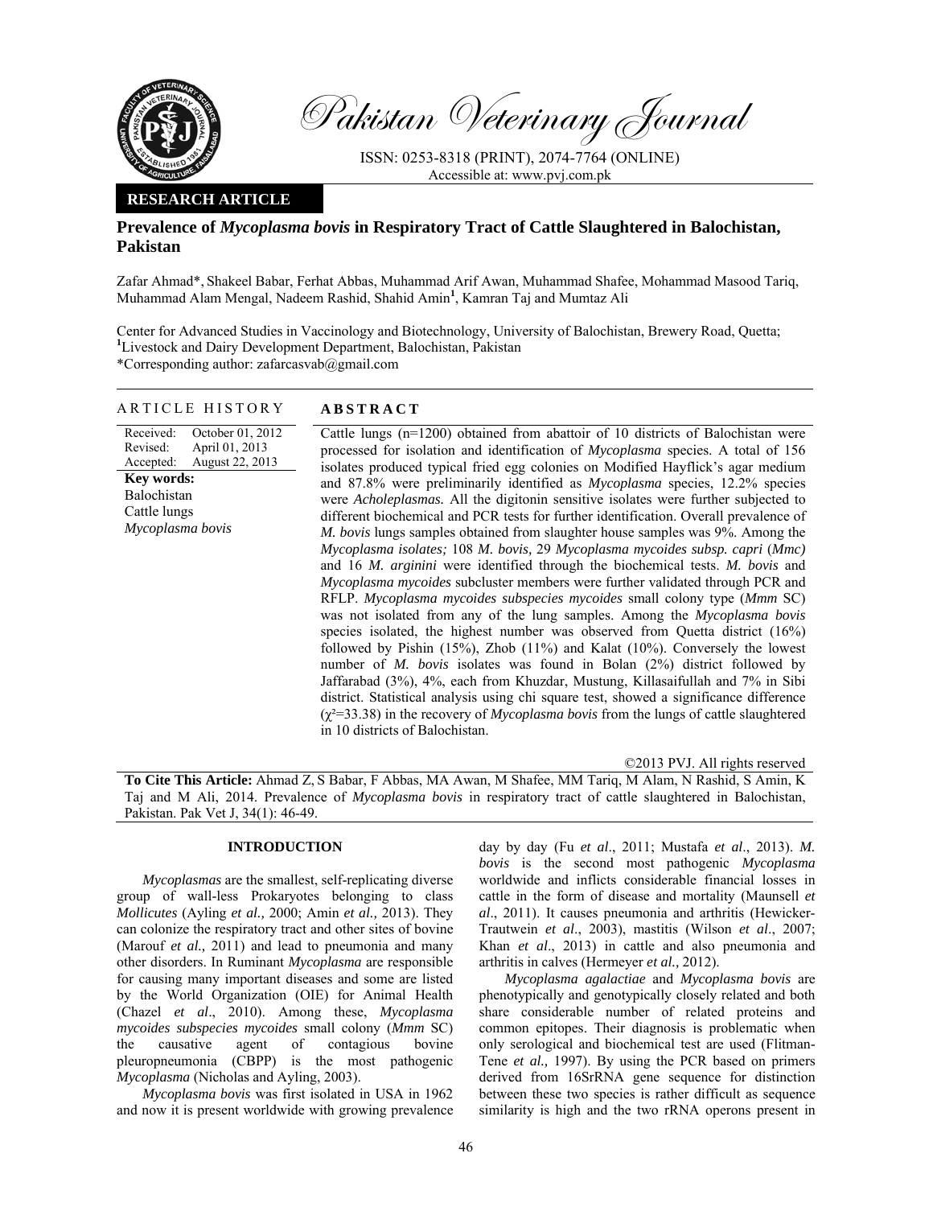# Pakistan Veterinary Journal

ISSN: 0253-8318 (PRINT), 2074-7764 (ONLINE)
Accessible at: www.pvj.com.pk

**RESEARCH ARTICLE**

## Prevalence of *Mycoplasma bovis* in Respiratory Tract of Cattle Slaughtered in Balochistan, Pakistan

Zafar Ahmad*, Shakeel Babar, Ferhat Abbas, Muhammad Arif Awan, Muhammad Shafee, Mohammad Masood Tariq, Muhammad Alam Mengal, Nadeem Rashid, Shahid Amin[1], Kamran Taj and Mumtaz Ali

Center for Advanced Studies in Vaccinology and Biotechnology, University of Balochistan, Brewery Road, Quetta; [1]Livestock and Dairy Development Department, Balochistan, Pakistan
*Corresponding author: zafarcasvab@gmail.com

### ARTICLE HISTORY

Received: October 01, 2012
Revised: April 01, 2013
Accepted: August 22, 2013

**Key words:**
Balochistan
Cattle lungs
*Mycoplasma bovis*

### ABSTRACT

Cattle lungs (n=1200) obtained from abattoir of 10 districts of Balochistan were processed for isolation and identification of *Mycoplasma* species. A total of 156 isolates produced typical fried egg colonies on Modified Hayflick's agar medium and 87.8% were preliminarily identified as *Mycoplasma* species, 12.2% species were *Acholeplasmas.* All the digitonin sensitive isolates were further subjected to different biochemical and PCR tests for further identification. Overall prevalence of *M. bovis* lungs samples obtained from slaughter house samples was 9%. Among the *Mycoplasma isolates;* 108 *M. bovis,* 29 *Mycoplasma mycoides subsp. capri* (*Mmc)* and 16 *M. arginini* were identified through the biochemical tests. *M. bovis* and *Mycoplasma mycoides* subcluster members were further validated through PCR and RFLP. *Mycoplasma mycoides subspecies mycoides* small colony type (*Mmm* SC) was not isolated from any of the lung samples. Among the *Mycoplasma bovis* species isolated, the highest number was observed from Quetta district (16%) followed by Pishin (15%), Zhob (11%) and Kalat (10%). Conversely the lowest number of *M. bovis* isolates was found in Bolan (2%) district followed by Jaffarabad (3%), 4%, each from Khuzdar, Mustung, Killasaifullah and 7% in Sibi district. Statistical analysis using chi square test, showed a significance difference ($\chi^2$=33.38) in the recovery of *Mycoplasma bovis* from the lungs of cattle slaughtered in 10 districts of Balochistan.

©2013 PVJ. All rights reserved

**To Cite This Article:** Ahmad Z, S Babar, F Abbas, MA Awan, M Shafee, MM Tariq, M Alam, N Rashid, S Amin, K Taj and M Ali, 2014. Prevalence of *Mycoplasma bovis* in respiratory tract of cattle slaughtered in Balochistan, Pakistan. Pak Vet J, 34(1): 46-49.

## INTRODUCTION

*Mycoplasmas* are the smallest, self-replicating diverse group of wall-less Prokaryotes belonging to class *Mollicutes* (Ayling *et al.,* 2000; Amin *et al.,* 2013). They can colonize the respiratory tract and other sites of bovine (Marouf *et al.,* 2011) and lead to pneumonia and many other disorders. In Ruminant *Mycoplasma* are responsible for causing many important diseases and some are listed by the World Organization (OIE) for Animal Health (Chazel *et al*., 2010). Among these, *Mycoplasma mycoides subspecies mycoides* small colony (*Mmm* SC) the causative agent of contagious bovine pleuropneumonia (CBPP) is the most pathogenic *Mycoplasma* (Nicholas and Ayling, 2003).

*Mycoplasma bovis* was first isolated in USA in 1962 and now it is present worldwide with growing prevalence day by day (Fu *et al*., 2011; Mustafa *et al*., 2013). *M. bovis* is the second most pathogenic *Mycoplasma* worldwide and inflicts considerable financial losses in cattle in the form of disease and mortality (Maunsell *et al*., 2011). It causes pneumonia and arthritis (Hewicker-Trautwein *et al*., 2003), mastitis (Wilson *et al*., 2007; Khan *et al*., 2013) in cattle and also pneumonia and arthritis in calves (Hermeyer *et al.,* 2012).

*Mycoplasma agalactiae* and *Mycoplasma bovis* are phenotypically and genotypically closely related and both share considerable number of related proteins and common epitopes. Their diagnosis is problematic when only serological and biochemical test are used (Flitman-Tene *et al.,* 1997). By using the PCR based on primers derived from 16SrRNA gene sequence for distinction between these two species is rather difficult as sequence similarity is high and the two rRNA operons present in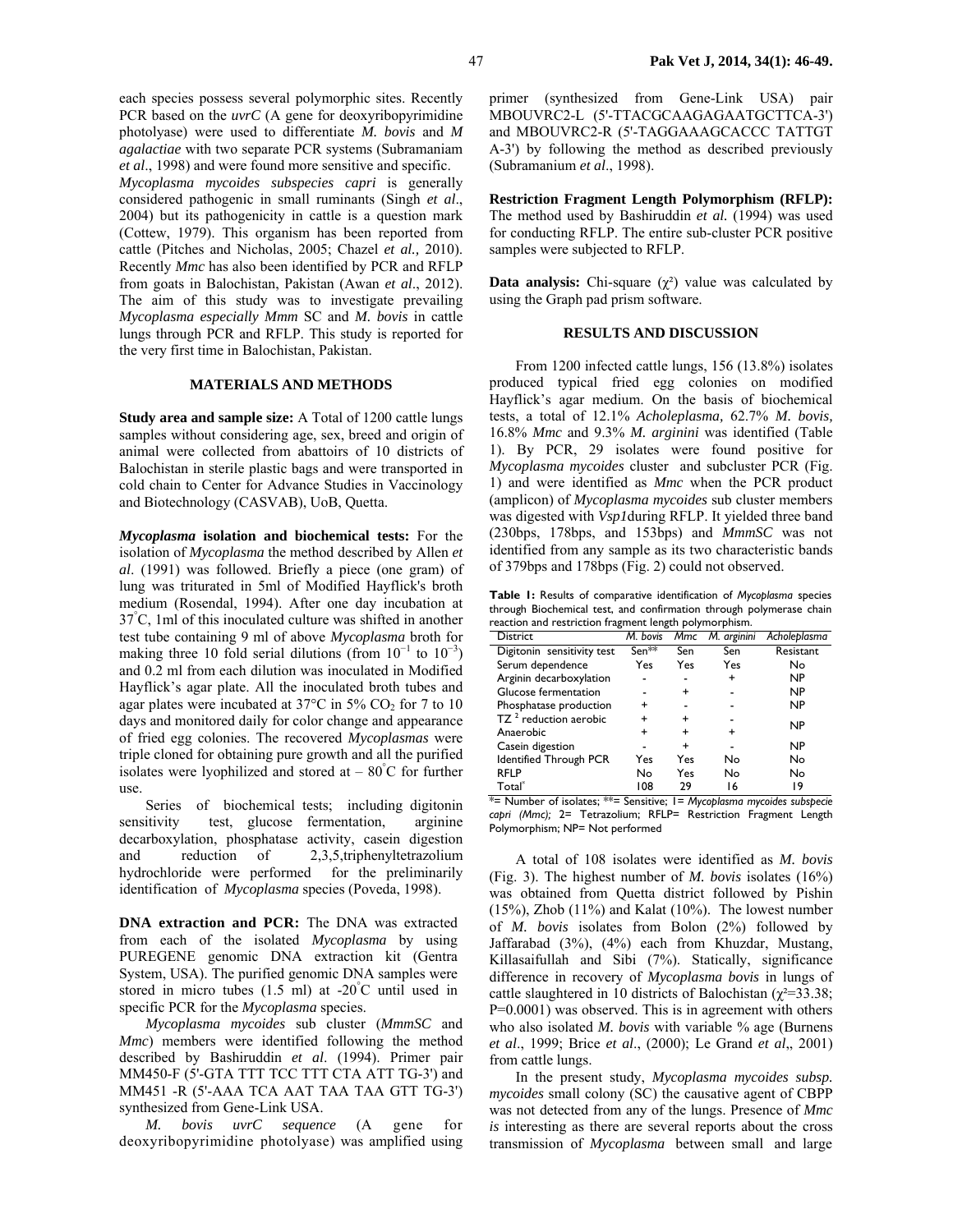each species possess several polymorphic sites. Recently PCR based on the *uvrC* (A gene for deoxyribopyrimidine photolyase) were used to differentiate *M. bovis* and *M agalactiae* with two separate PCR systems (Subramaniam *et al*., 1998) and were found more sensitive and specific.

*Mycoplasma mycoides subspecies capri* is generally considered pathogenic in small ruminants (Singh *et al*., 2004) but its pathogenicity in cattle is a question mark (Cottew, 1979). This organism has been reported from cattle (Pitches and Nicholas, 2005; Chazel *et al.,* 2010). Recently *Mmc* has also been identified by PCR and RFLP from goats in Balochistan, Pakistan (Awan *et al*., 2012). The aim of this study was to investigate prevailing *Mycoplasma especially Mmm* SC and *M. bovis* in cattle lungs through PCR and RFLP. This study is reported for the very first time in Balochistan, Pakistan.

## MATERIALS AND METHODS

**Study area and sample size:** A Total of 1200 cattle lungs samples without considering age, sex, breed and origin of animal were collected from abattoirs of 10 districts of Balochistan in sterile plastic bags and were transported in cold chain to Center for Advance Studies in Vaccinology and Biotechnology (CASVAB), UoB, Quetta.

***Mycoplasma* isolation and biochemical tests:** For the isolation of *Mycoplasma* the method described by Allen *et al*. (1991) was followed. Briefly a piece (one gram) of lung was triturated in 5ml of Modified Hayflick's broth medium (Rosendal, 1994). After one day incubation at 37°C, 1ml of this inoculated culture was shifted in another test tube containing 9 ml of above *Mycoplasma* broth for making three 10 fold serial dilutions (from $10^{-1}$ to $10^{-3}$) and 0.2 ml from each dilution was inoculated in Modified Hayflick's agar plate. All the inoculated broth tubes and agar plates were incubated at 37°C in 5% $CO_2$ for 7 to 10 days and monitored daily for color change and appearance of fried egg colonies. The recovered *Mycoplasmas* were triple cloned for obtaining pure growth and all the purified isolates were lyophilized and stored at – 80°C for further use.

Series of biochemical tests; including digitonin sensitivity test, glucose fermentation, arginine decarboxylation, phosphatase activity, casein digestion and reduction of 2,3,5,triphenyltetrazolium hydrochloride were performed for the preliminarily identification of *Mycoplasma* species (Poveda, 1998).

**DNA extraction and PCR:** The DNA was extracted from each of the isolated *Mycoplasma* by using PUREGENE genomic DNA extraction kit (Gentra System, USA). The purified genomic DNA samples were stored in micro tubes (1.5 ml) at -20°C until used in specific PCR for the *Mycoplasma* species.

*Mycoplasma mycoides* sub cluster (*MmmSC* and *Mmc*) members were identified following the method described by Bashiruddin *et al*. (1994). Primer pair MM450-F (5'-GTA TTT TCC TTT CTA ATT TG-3') and MM451 -R (5'-AAA TCA AAT TAA TAA GTT TG-3') synthesized from Gene-Link USA.

*M. bovis uvrC sequence* (A gene for deoxyribopyrimidine photolyase) was amplified using primer (synthesized from Gene-Link USA) pair MBOUVRC2-L (5'-TTACGCAAGAGAATGCTTCA-3') and MBOUVRC2-R (5'-TAGGAAAGCACCC TATTGT A-3') by following the method as described previously (Subramanium *et al*., 1998).

**Restriction Fragment Length Polymorphism (RFLP):** The method used by Bashiruddin *et al.* (1994) was used for conducting RFLP. The entire sub-cluster PCR positive samples were subjected to RFLP.

**Data analysis:** Chi-square ($\chi^2$) value was calculated by using the Graph pad prism software.

## RESULTS AND DISCUSSION

From 1200 infected cattle lungs, 156 (13.8%) isolates produced typical fried egg colonies on modified Hayflick's agar medium. On the basis of biochemical tests, a total of 12.1% *Acholeplasma,* 62.7% *M. bovis,* 16.8% *Mmc* and 9.3% *M. arginini* was identified (Table 1). By PCR, 29 isolates were found positive for *Mycoplasma mycoides* cluster and subcluster PCR (Fig. 1) and were identified as *Mmc* when the PCR product (amplicon) of *Mycoplasma mycoides* sub cluster members was digested with *Vsp1*during RFLP. It yielded three band (230bps, 178bps, and 153bps) and *MmmSC* was not identified from any sample as its two characteristic bands of 379bps and 178bps (Fig. 2) could not observed.

**Table 1:** Results of comparative identification of *Mycoplasma* species through Biochemical test, and confirmation through polymerase chain reaction and restriction fragment length polymorphism.

| District | *M. bovis* | *Mmc* | *M. arginini* | *Acholeplasma* |
|---|---|---|---|---|
| Digitonin sensitivity test | Sen** | Sen | Sen | Resistant |
| Serum dependence | Yes | Yes | Yes | No |
| Arginin decarboxylation | - | - | + | NP |
| Glucose fermentation | - | + | - | NP |
| Phosphatase production | + | - | - | NP |
| TZ [2] reduction aerobic | + | + | - | NP |
| Anaerobic | + | + | + | |
| Casein digestion | - | + | - | NP |
| Identified Through PCR | Yes | Yes | No | No |
| RFLP | No | Yes | No | No |
| Total* | 108 | 29 | 16 | 19 |

*= Number of isolates; **= Sensitive; 1= *Mycoplasma mycoides subspecie capri (Mmc);* 2= Tetrazolium; RFLP= Restriction Fragment Length Polymorphism; NP= Not performed

A total of 108 isolates were identified as *M. bovis* (Fig. 3). The highest number of *M. bovis* isolates (16%) was obtained from Quetta district followed by Pishin (15%), Zhob (11%) and Kalat (10%). The lowest number of *M. bovis* isolates from Bolon (2%) followed by Jaffarabad (3%), (4%) each from Khuzdar, Mustang, Killasaifullah and Sibi (7%). Statically, significance difference in recovery of *Mycoplasma bovis* in lungs of cattle slaughtered in 10 districts of Balochistan ($\chi^2$=33.38; P=0.0001) was observed. This is in agreement with others who also isolated *M. bovis* with variable % age (Burnens *et al*., 1999; Brice *et al*., (2000); Le Grand *et al*,, 2001) from cattle lungs.

In the present study, *Mycoplasma mycoides subsp. mycoides* small colony (SC) the causative agent of CBPP was not detected from any of the lungs. Presence of *Mmc is* interesting as there are several reports about the cross transmission of *Mycoplasma* between small and large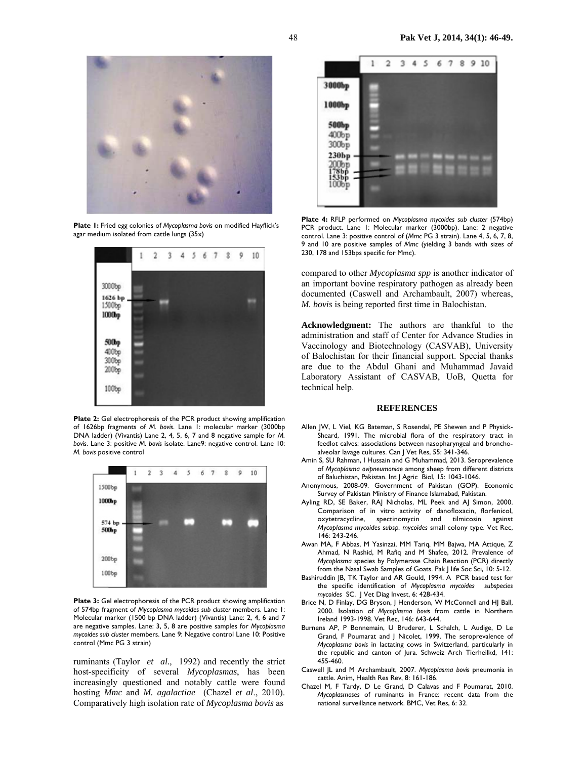Plate 1: Fried egg colonies of *Mycoplasma bovis* on modified Hayflick's agar medium isolated from cattle lungs (35x)

Plate 2: Gel electrophoresis of the PCR product showing amplification of 1626bp fragments of *M. bovis*. Lane 1: molecular marker (3000bp DNA ladder) (Vivantis) Lane 2, 4, 5, 6, 7 and 8 negative sample for *M. bovis*. Lane 3: positive *M. bovis* isolate. Lane9: negative control. Lane 10: *M. bovis* positive control

Plate 3: Gel electrophoresis of the PCR product showing amplification of 574bp fragment of *Mycoplasma mycoides sub cluster* members. Lane 1: Molecular marker (1500 bp DNA ladder) (Vivantis) Lane: 2, 4, 6 and 7 are negative samples. Lane: 3, 5, 8 are positive samples for *Mycoplasma mycoides sub cluster* members. Lane 9: Negative control Lane 10: Positive control (Mmc PG 3 strain)

ruminants (Taylor *et al.,* 1992) and recently the strict host-specificity of several *Mycoplasmas*, has been increasingly questioned and notably cattle were found hosting *Mmc* and *M. agalactiae* (Chazel *et al*., 2010). Comparatively high isolation rate of *Mycoplasma bovis* as compared to other *Mycoplasma spp* is another indicator of an important bovine respiratory pathogen as already been documented (Caswell and Archambault, 2007) whereas, *M. bovis* is being reported first time in Balochistan.

Plate 4: RFLP performed on *Mycoplasma mycoides sub cluster* (574bp) PCR product. Lane 1: Molecular marker (3000bp). Lane: 2 negative control. Lane 3: positive control of (*Mmc* PG 3 strain). Lane 4, 5, 6, 7, 8, 9 and 10 are positive samples of *Mmc* (yielding 3 bands with sizes of 230, 178 and 153bps specific for Mmc).

**Acknowledgment:** The authors are thankful to the administration and staff of Center for Advance Studies in Vaccinology and Biotechnology (CASVAB), University of Balochistan for their financial support. Special thanks are due to the Abdul Ghani and Muhammad Javaid Laboratory Assistant of CASVAB, UoB, Quetta for technical help.

## REFERENCES

Allen JW, L Viel, KG Bateman, S Rosendal, PE Shewen and P Physick-Sheard, 1991. The microbial flora of the respiratory tract in feedlot calves: associations between nasopharyngeal and broncho-alveolar lavage cultures. Can J Vet Res, 55: 341-346.

Amin S, SU Rahman, I Hussain and G Muhammad, 2013. Seroprevalence of *Mycoplasma ovipneumoniae* among sheep from different districts of Baluchistan, Pakistan. Int J Agric Biol, 15: 1043-1046.

Anonymous, 2008-09. Government of Pakistan (GOP). Economic Survey of Pakistan Ministry of Finance Islamabad, Pakistan.

Ayling RD, SE Baker, RAJ Nicholas, ML Peek and AJ Simon, 2000. Comparison of in vitro activity of danofloxacin, florfenicol, oxytetracycline, spectinomycin and tilmicosin against *Mycoplasma mycoides subsp. mycoides* small colony type. Vet Rec, 146: 243-246.

Awan MA, F Abbas, M Yasinzai, MM Tariq, MM Bajwa, MA Attique, Z Ahmad, N Rashid, M Rafiq and M Shafee, 2012. Prevalence of *Mycoplasma* species by Polymerase Chain Reaction (PCR) directly from the Nasal Swab Samples of Goats. Pak J life Soc Sci, 10: 5-12.

Bashiruddin JB, TK Taylor and AR Gould, 1994. A PCR based test for the specific identification of *Mycoplasma mycoides subspecies mycoides* SC. J Vet Diag Invest, 6: 428-434.

Brice N, D Finlay, DG Bryson, J Henderson, W McConnell and HJ Ball, 2000. Isolation of *Mycoplasma bovis* from cattle in Northern Ireland 1993-1998. Vet Rec, 146: 643-644.

Burnens AP, P Bonnemain, U Bruderer, L Schalch, L Audige, D Le Grand, F Poumarat and J Nicolet, 1999. The seroprevalence of *Mycoplasma bovis* in lactating cows in Switzerland, particularly in the republic and canton of Jura. Schweiz Arch Tierheilkd, 141: 455-460.

Caswell JL and M Archambault, 2007. *Mycoplasma bovis* pneumonia in cattle. Anim, Health Res Rev, 8: 161-186.

Chazel M, F Tardy, D Le Grand, D Calavas and F Poumarat, 2010. *Mycoplasmoses* of ruminants in France: recent data from the national surveillance network. BMC, Vet Res, 6: 32.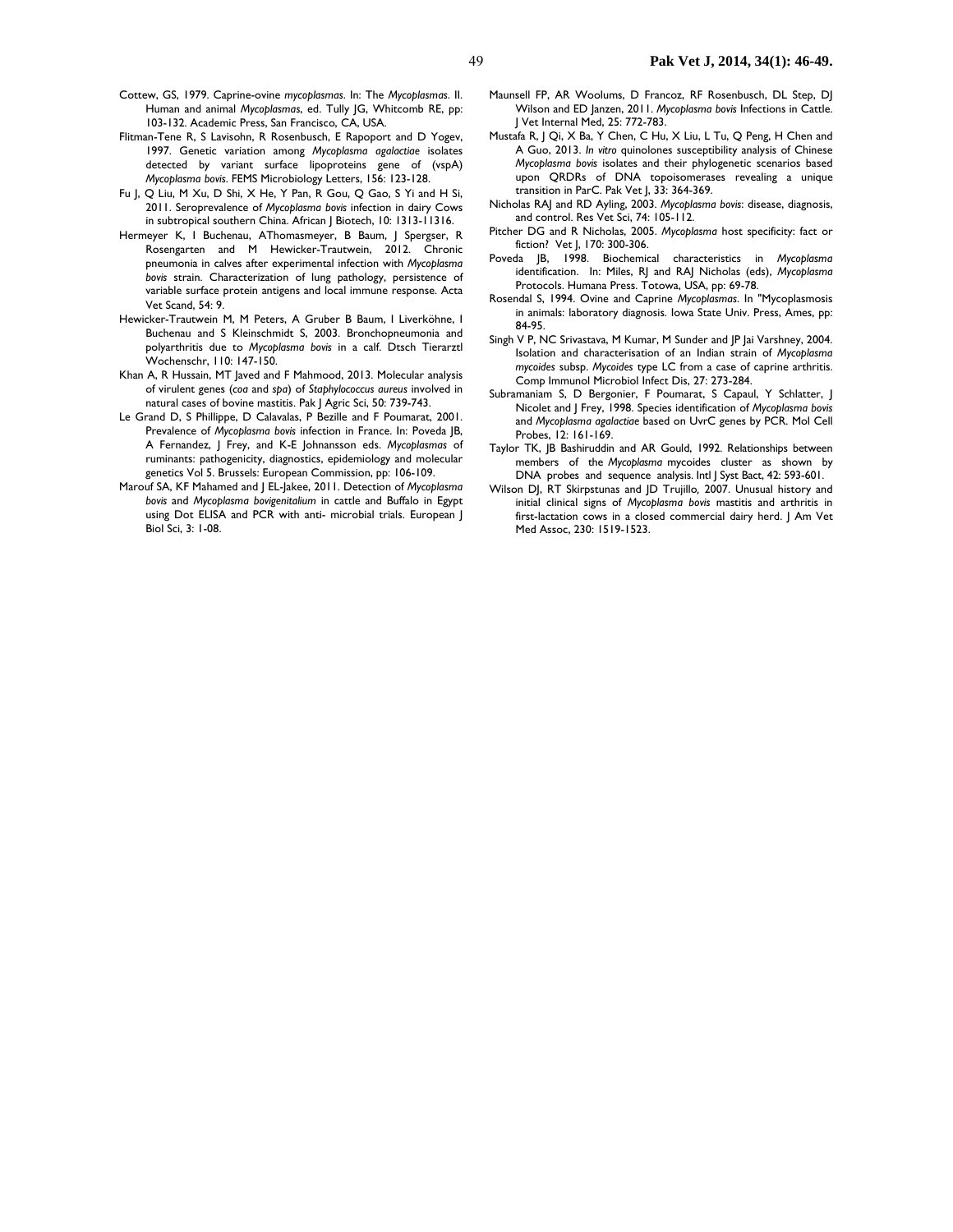Cottew, GS, 1979. Caprine-ovine *mycoplasmas*. In: The *Mycoplasmas*. II. Human and animal *Mycoplasmas*, ed. Tully JG, Whitcomb RE, pp: 103-132. Academic Press, San Francisco, CA, USA.

Flitman-Tene R, S Lavisohn, R Rosenbusch, E Rapoport and D Yogev, 1997. Genetic variation among *Mycoplasma agalactiae* isolates detected by variant surface lipoproteins gene of (vspA) *Mycoplasma bovis*. FEMS Microbiology Letters, 156: 123-128.

Fu J, Q Liu, M Xu, D Shi, X He, Y Pan, R Gou, Q Gao, S Yi and H Si, 2011. Seroprevalence of *Mycoplasma bovis* infection in dairy Cows in subtropical southern China. African J Biotech, 10: 1313-11316.

Hermeyer K, I Buchenau, AThomasmeyer, B Baum, J Spergser, R Rosengarten and M Hewicker-Trautwein, 2012. Chronic pneumonia in calves after experimental infection with *Mycoplasma bovis* strain. Characterization of lung pathology, persistence of variable surface protein antigens and local immune response. Acta Vet Scand, 54: 9.

Hewicker-Trautwein M, M Peters, A Gruber B Baum, I Liverköhne, I Buchenau and S Kleinschmidt S, 2003. Bronchopneumonia and polyarthritis due to *Mycoplasma bovis* in a calf. Dtsch Tierarztl Wochenschr, 110: 147-150.

Khan A, R Hussain, MT Javed and F Mahmood, 2013. Molecular analysis of virulent genes (*coa* and *spa*) of *Staphylococcus aureus* involved in natural cases of bovine mastitis. Pak J Agric Sci, 50: 739-743.

Le Grand D, S Phillippe, D Calavalas, P Bezille and F Poumarat, 2001. Prevalence of *Mycoplasma bovis* infection in France. In: Poveda JB, A Fernandez, J Frey, and K-E Johnansson eds. *Mycoplasmas* of ruminants: pathogenicity, diagnostics, epidemiology and molecular genetics Vol 5. Brussels: European Commission, pp: 106-109.

Marouf SA, KF Mahamed and J EL-Jakee, 2011. Detection of *Mycoplasma bovis* and *Mycoplasma bovigenitalium* in cattle and Buffalo in Egypt using Dot ELISA and PCR with anti- microbial trials. European J Biol Sci, 3: 1-08.

Maunsell FP, AR Woolums, D Francoz, RF Rosenbusch, DL Step, DJ Wilson and ED Janzen, 2011. *Mycoplasma bovis* Infections in Cattle. J Vet Internal Med, 25: 772-783.

Mustafa R, J Qi, X Ba, Y Chen, C Hu, X Liu, L Tu, Q Peng, H Chen and A Guo, 2013. *In vitro* quinolones susceptibility analysis of Chinese *Mycoplasma bovis* isolates and their phylogenetic scenarios based upon QRDRs of DNA topoisomerases revealing a unique transition in ParC. Pak Vet J, 33: 364-369.

Nicholas RAJ and RD Ayling, 2003. *Mycoplasma bovis*: disease, diagnosis, and control. Res Vet Sci, 74: 105-112.

Pitcher DG and R Nicholas, 2005. *Mycoplasma* host specificity: fact or fiction? Vet J, 170: 300-306.

Poveda JB, 1998. Biochemical characteristics in *Mycoplasma* identification. In: Miles, RJ and RAJ Nicholas (eds), *Mycoplasma* Protocols. Humana Press. Totowa, USA, pp: 69-78.

Rosendal S, 1994. Ovine and Caprine *Mycoplasmas*. In "Mycoplasmosis in animals: laboratory diagnosis. Iowa State Univ. Press, Ames, pp: 84-95.

Singh V P, NC Srivastava, M Kumar, M Sunder and JP Jai Varshney, 2004. Isolation and characterisation of an Indian strain of *Mycoplasma mycoides* subsp. *Mycoides* type LC from a case of caprine arthritis. Comp Immunol Microbiol Infect Dis, 27: 273-284.

Subramaniam S, D Bergonier, F Poumarat, S Capaul, Y Schlatter, J Nicolet and J Frey, 1998. Species identification of *Mycoplasma bovis* and *Mycoplasma agalactiae* based on UvrC genes by PCR. Mol Cell Probes, 12: 161-169.

Taylor TK, JB Bashiruddin and AR Gould, 1992. Relationships between members of the *Mycoplasma* mycoides cluster as shown by DNA probes and sequence analysis. Intl J Syst Bact, 42: 593-601.

Wilson DJ, RT Skirpstunas and JD Trujillo, 2007. Unusual history and initial clinical signs of *Mycoplasma bovis* mastitis and arthritis in first-lactation cows in a closed commercial dairy herd. J Am Vet Med Assoc, 230: 1519-1523.